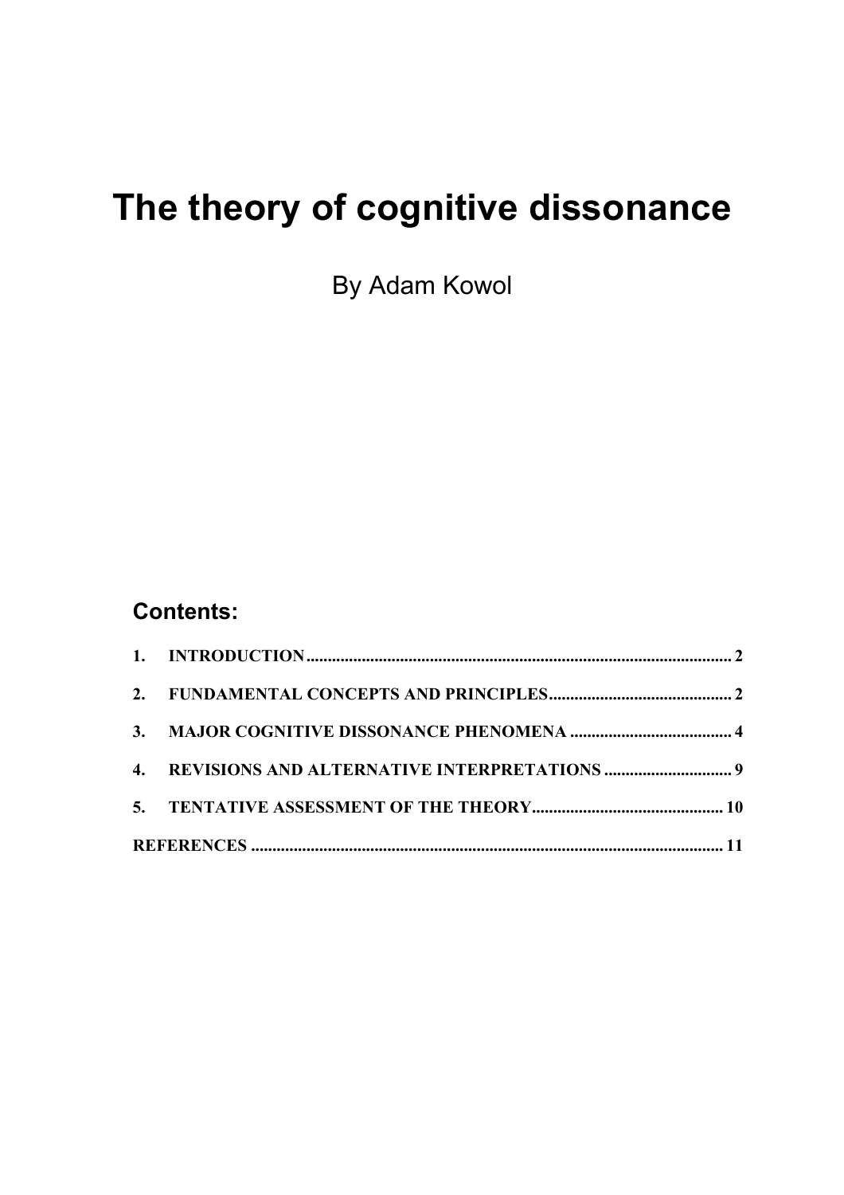# The theory of cognitive dissonance

By Adam Kowol

## Contents:

1. INTRODUCTION .......... 2
2. FUNDAMENTAL CONCEPTS AND PRINCIPLES .......... 2
3. MAJOR COGNITIVE DISSONANCE PHENOMENA .......... 4
4. REVISIONS AND ALTERNATIVE INTERPRETATIONS .......... 9
5. TENTATIVE ASSESSMENT OF THE THEORY .......... 10

REFERENCES .......... 11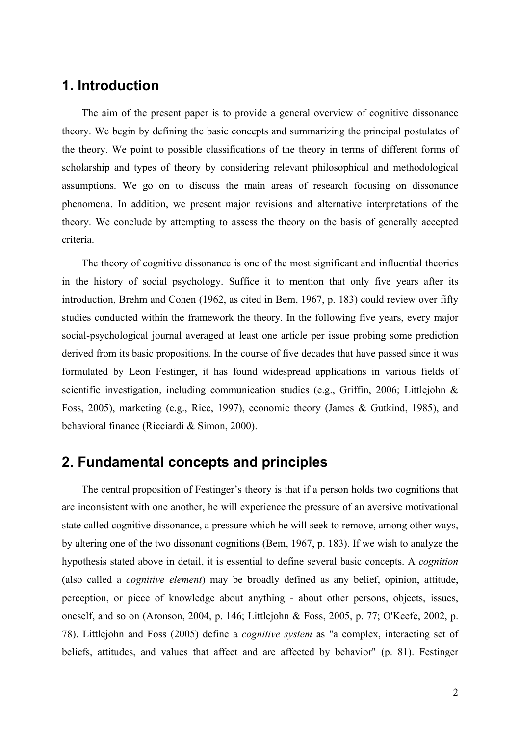## 1. Introduction

The aim of the present paper is to provide a general overview of cognitive dissonance theory. We begin by defining the basic concepts and summarizing the principal postulates of the theory. We point to possible classifications of the theory in terms of different forms of scholarship and types of theory by considering relevant philosophical and methodological assumptions. We go on to discuss the main areas of research focusing on dissonance phenomena. In addition, we present major revisions and alternative interpretations of the theory. We conclude by attempting to assess the theory on the basis of generally accepted criteria.

The theory of cognitive dissonance is one of the most significant and influential theories in the history of social psychology. Suffice it to mention that only five years after its introduction, Brehm and Cohen (1962, as cited in Bem, 1967, p. 183) could review over fifty studies conducted within the framework the theory. In the following five years, every major social-psychological journal averaged at least one article per issue probing some prediction derived from its basic propositions. In the course of five decades that have passed since it was formulated by Leon Festinger, it has found widespread applications in various fields of scientific investigation, including communication studies (e.g., Griffin, 2006; Littlejohn & Foss, 2005), marketing (e.g., Rice, 1997), economic theory (James & Gutkind, 1985), and behavioral finance (Ricciardi & Simon, 2000).

## 2. Fundamental concepts and principles

The central proposition of Festinger's theory is that if a person holds two cognitions that are inconsistent with one another, he will experience the pressure of an aversive motivational state called cognitive dissonance, a pressure which he will seek to remove, among other ways, by altering one of the two dissonant cognitions (Bem, 1967, p. 183). If we wish to analyze the hypothesis stated above in detail, it is essential to define several basic concepts. A *cognition* (also called a *cognitive element*) may be broadly defined as any belief, opinion, attitude, perception, or piece of knowledge about anything - about other persons, objects, issues, oneself, and so on (Aronson, 2004, p. 146; Littlejohn & Foss, 2005, p. 77; O'Keefe, 2002, p. 78). Littlejohn and Foss (2005) define a *cognitive system* as "a complex, interacting set of beliefs, attitudes, and values that affect and are affected by behavior" (p. 81). Festinger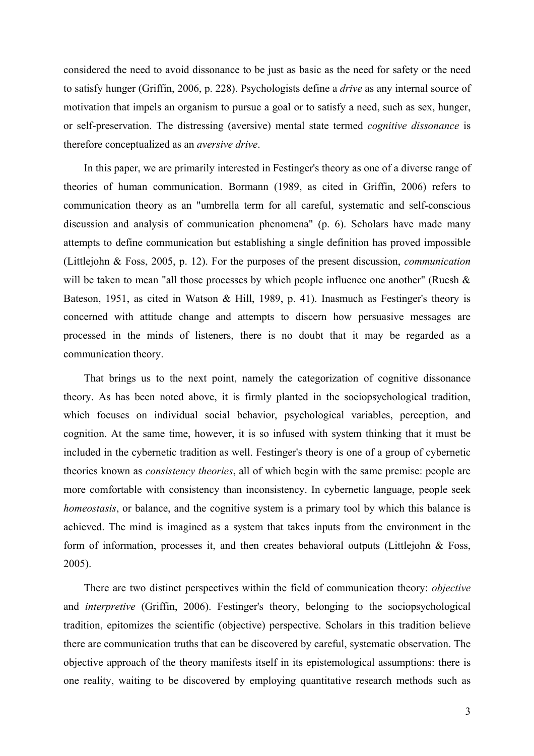considered the need to avoid dissonance to be just as basic as the need for safety or the need to satisfy hunger (Griffin, 2006, p. 228). Psychologists define a *drive* as any internal source of motivation that impels an organism to pursue a goal or to satisfy a need, such as sex, hunger, or self-preservation. The distressing (aversive) mental state termed *cognitive dissonance* is therefore conceptualized as an *aversive drive*.

In this paper, we are primarily interested in Festinger's theory as one of a diverse range of theories of human communication. Bormann (1989, as cited in Griffin, 2006) refers to communication theory as an "umbrella term for all careful, systematic and self-conscious discussion and analysis of communication phenomena" (p. 6). Scholars have made many attempts to define communication but establishing a single definition has proved impossible (Littlejohn & Foss, 2005, p. 12). For the purposes of the present discussion, *communication* will be taken to mean "all those processes by which people influence one another" (Ruesh & Bateson, 1951, as cited in Watson & Hill, 1989, p. 41). Inasmuch as Festinger's theory is concerned with attitude change and attempts to discern how persuasive messages are processed in the minds of listeners, there is no doubt that it may be regarded as a communication theory.

That brings us to the next point, namely the categorization of cognitive dissonance theory. As has been noted above, it is firmly planted in the sociopsychological tradition, which focuses on individual social behavior, psychological variables, perception, and cognition. At the same time, however, it is so infused with system thinking that it must be included in the cybernetic tradition as well. Festinger's theory is one of a group of cybernetic theories known as *consistency theories*, all of which begin with the same premise: people are more comfortable with consistency than inconsistency. In cybernetic language, people seek *homeostasis*, or balance, and the cognitive system is a primary tool by which this balance is achieved. The mind is imagined as a system that takes inputs from the environment in the form of information, processes it, and then creates behavioral outputs (Littlejohn & Foss, 2005).

There are two distinct perspectives within the field of communication theory: *objective* and *interpretive* (Griffin, 2006). Festinger's theory, belonging to the sociopsychological tradition, epitomizes the scientific (objective) perspective. Scholars in this tradition believe there are communication truths that can be discovered by careful, systematic observation. The objective approach of the theory manifests itself in its epistemological assumptions: there is one reality, waiting to be discovered by employing quantitative research methods such as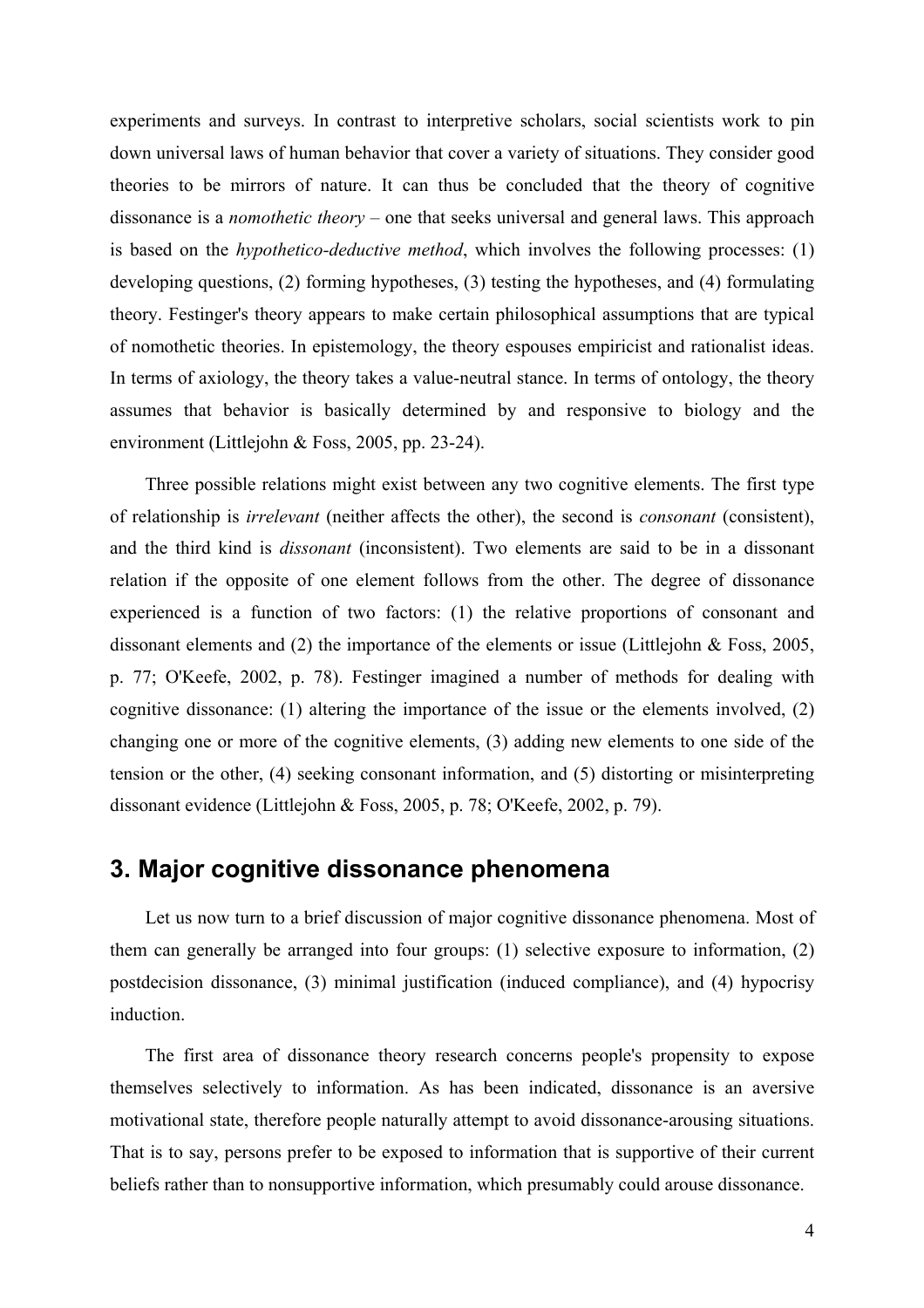experiments and surveys. In contrast to interpretive scholars, social scientists work to pin down universal laws of human behavior that cover a variety of situations. They consider good theories to be mirrors of nature. It can thus be concluded that the theory of cognitive dissonance is a *nomothetic theory* – one that seeks universal and general laws. This approach is based on the *hypothetico-deductive method*, which involves the following processes: (1) developing questions, (2) forming hypotheses, (3) testing the hypotheses, and (4) formulating theory. Festinger's theory appears to make certain philosophical assumptions that are typical of nomothetic theories. In epistemology, the theory espouses empiricist and rationalist ideas. In terms of axiology, the theory takes a value-neutral stance. In terms of ontology, the theory assumes that behavior is basically determined by and responsive to biology and the environment (Littlejohn & Foss, 2005, pp. 23-24).

Three possible relations might exist between any two cognitive elements. The first type of relationship is *irrelevant* (neither affects the other), the second is *consonant* (consistent), and the third kind is *dissonant* (inconsistent). Two elements are said to be in a dissonant relation if the opposite of one element follows from the other. The degree of dissonance experienced is a function of two factors: (1) the relative proportions of consonant and dissonant elements and (2) the importance of the elements or issue (Littlejohn & Foss, 2005, p. 77; O'Keefe, 2002, p. 78). Festinger imagined a number of methods for dealing with cognitive dissonance: (1) altering the importance of the issue or the elements involved, (2) changing one or more of the cognitive elements, (3) adding new elements to one side of the tension or the other, (4) seeking consonant information, and (5) distorting or misinterpreting dissonant evidence (Littlejohn & Foss, 2005, p. 78; O'Keefe, 2002, p. 79).

## 3. Major cognitive dissonance phenomena

Let us now turn to a brief discussion of major cognitive dissonance phenomena. Most of them can generally be arranged into four groups: (1) selective exposure to information, (2) postdecision dissonance, (3) minimal justification (induced compliance), and (4) hypocrisy induction.

The first area of dissonance theory research concerns people's propensity to expose themselves selectively to information. As has been indicated, dissonance is an aversive motivational state, therefore people naturally attempt to avoid dissonance-arousing situations. That is to say, persons prefer to be exposed to information that is supportive of their current beliefs rather than to nonsupportive information, which presumably could arouse dissonance.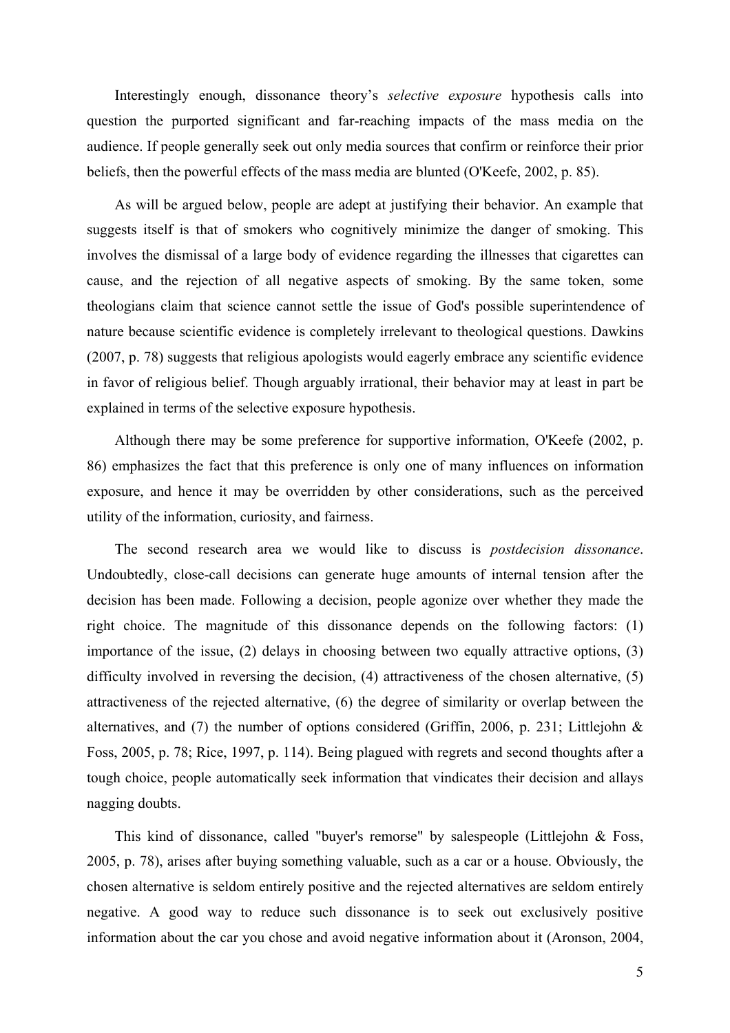Interestingly enough, dissonance theory's *selective exposure* hypothesis calls into question the purported significant and far-reaching impacts of the mass media on the audience. If people generally seek out only media sources that confirm or reinforce their prior beliefs, then the powerful effects of the mass media are blunted (O'Keefe, 2002, p. 85).

As will be argued below, people are adept at justifying their behavior. An example that suggests itself is that of smokers who cognitively minimize the danger of smoking. This involves the dismissal of a large body of evidence regarding the illnesses that cigarettes can cause, and the rejection of all negative aspects of smoking. By the same token, some theologians claim that science cannot settle the issue of God's possible superintendence of nature because scientific evidence is completely irrelevant to theological questions. Dawkins (2007, p. 78) suggests that religious apologists would eagerly embrace any scientific evidence in favor of religious belief. Though arguably irrational, their behavior may at least in part be explained in terms of the selective exposure hypothesis.

Although there may be some preference for supportive information, O'Keefe (2002, p. 86) emphasizes the fact that this preference is only one of many influences on information exposure, and hence it may be overridden by other considerations, such as the perceived utility of the information, curiosity, and fairness.

The second research area we would like to discuss is *postdecision dissonance*. Undoubtedly, close-call decisions can generate huge amounts of internal tension after the decision has been made. Following a decision, people agonize over whether they made the right choice. The magnitude of this dissonance depends on the following factors: (1) importance of the issue, (2) delays in choosing between two equally attractive options, (3) difficulty involved in reversing the decision, (4) attractiveness of the chosen alternative, (5) attractiveness of the rejected alternative, (6) the degree of similarity or overlap between the alternatives, and (7) the number of options considered (Griffin, 2006, p. 231; Littlejohn & Foss, 2005, p. 78; Rice, 1997, p. 114). Being plagued with regrets and second thoughts after a tough choice, people automatically seek information that vindicates their decision and allays nagging doubts.

This kind of dissonance, called "buyer's remorse" by salespeople (Littlejohn & Foss, 2005, p. 78), arises after buying something valuable, such as a car or a house. Obviously, the chosen alternative is seldom entirely positive and the rejected alternatives are seldom entirely negative. A good way to reduce such dissonance is to seek out exclusively positive information about the car you chose and avoid negative information about it (Aronson, 2004,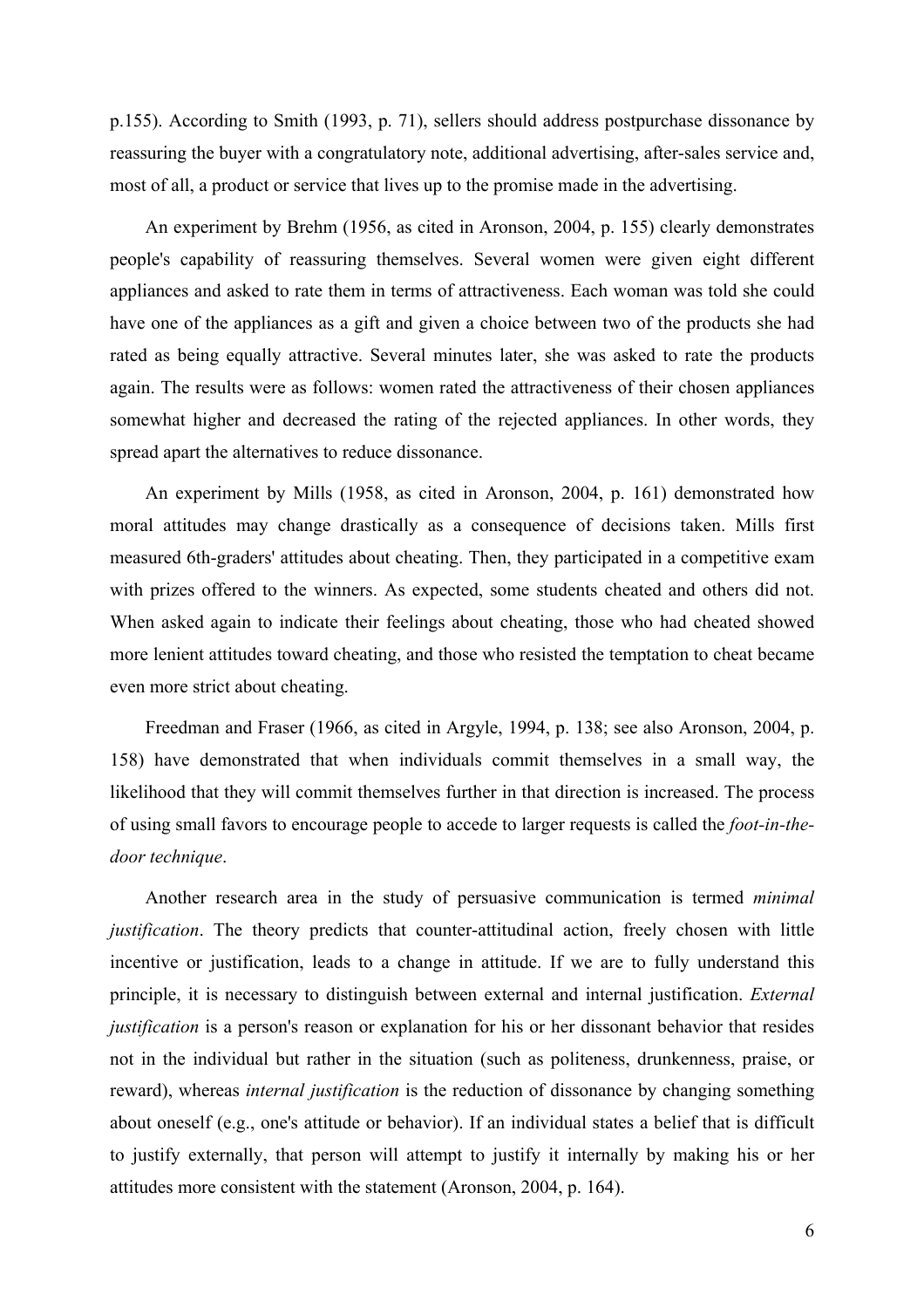p.155). According to Smith (1993, p. 71), sellers should address postpurchase dissonance by reassuring the buyer with a congratulatory note, additional advertising, after-sales service and, most of all, a product or service that lives up to the promise made in the advertising.

An experiment by Brehm (1956, as cited in Aronson, 2004, p. 155) clearly demonstrates people's capability of reassuring themselves. Several women were given eight different appliances and asked to rate them in terms of attractiveness. Each woman was told she could have one of the appliances as a gift and given a choice between two of the products she had rated as being equally attractive. Several minutes later, she was asked to rate the products again. The results were as follows: women rated the attractiveness of their chosen appliances somewhat higher and decreased the rating of the rejected appliances. In other words, they spread apart the alternatives to reduce dissonance.

An experiment by Mills (1958, as cited in Aronson, 2004, p. 161) demonstrated how moral attitudes may change drastically as a consequence of decisions taken. Mills first measured 6th-graders' attitudes about cheating. Then, they participated in a competitive exam with prizes offered to the winners. As expected, some students cheated and others did not. When asked again to indicate their feelings about cheating, those who had cheated showed more lenient attitudes toward cheating, and those who resisted the temptation to cheat became even more strict about cheating.

Freedman and Fraser (1966, as cited in Argyle, 1994, p. 138; see also Aronson, 2004, p. 158) have demonstrated that when individuals commit themselves in a small way, the likelihood that they will commit themselves further in that direction is increased. The process of using small favors to encourage people to accede to larger requests is called the *foot-in-the-door technique*.

Another research area in the study of persuasive communication is termed *minimal justification*. The theory predicts that counter-attitudinal action, freely chosen with little incentive or justification, leads to a change in attitude. If we are to fully understand this principle, it is necessary to distinguish between external and internal justification. *External justification* is a person's reason or explanation for his or her dissonant behavior that resides not in the individual but rather in the situation (such as politeness, drunkenness, praise, or reward), whereas *internal justification* is the reduction of dissonance by changing something about oneself (e.g., one's attitude or behavior). If an individual states a belief that is difficult to justify externally, that person will attempt to justify it internally by making his or her attitudes more consistent with the statement (Aronson, 2004, p. 164).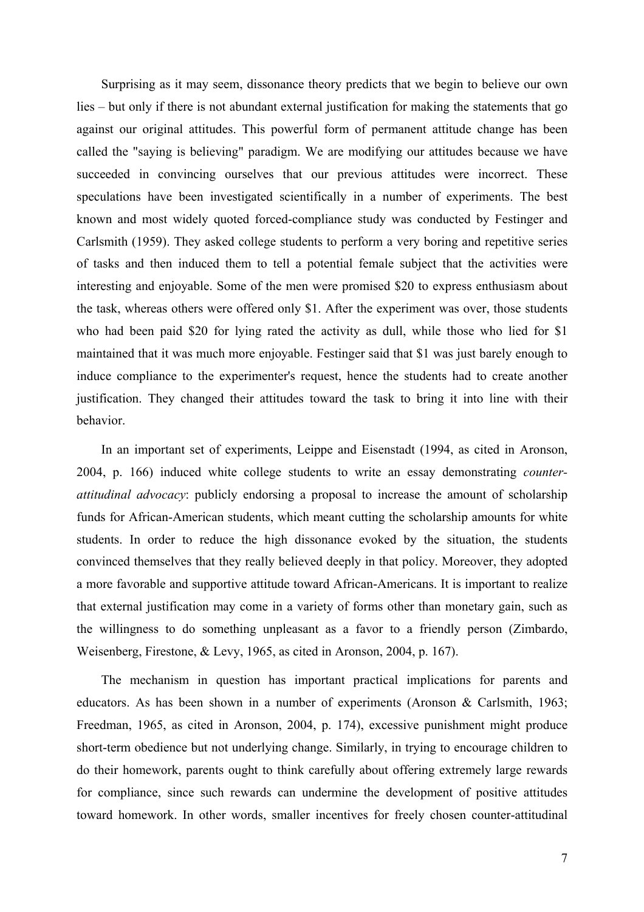Surprising as it may seem, dissonance theory predicts that we begin to believe our own lies – but only if there is not abundant external justification for making the statements that go against our original attitudes. This powerful form of permanent attitude change has been called the "saying is believing" paradigm. We are modifying our attitudes because we have succeeded in convincing ourselves that our previous attitudes were incorrect. These speculations have been investigated scientifically in a number of experiments. The best known and most widely quoted forced-compliance study was conducted by Festinger and Carlsmith (1959). They asked college students to perform a very boring and repetitive series of tasks and then induced them to tell a potential female subject that the activities were interesting and enjoyable. Some of the men were promised $20 to express enthusiasm about the task, whereas others were offered only $1. After the experiment was over, those students who had been paid $20 for lying rated the activity as dull, while those who lied for $1 maintained that it was much more enjoyable. Festinger said that $1 was just barely enough to induce compliance to the experimenter's request, hence the students had to create another justification. They changed their attitudes toward the task to bring it into line with their behavior.

In an important set of experiments, Leippe and Eisenstadt (1994, as cited in Aronson, 2004, p. 166) induced white college students to write an essay demonstrating *counter-attitudinal advocacy*: publicly endorsing a proposal to increase the amount of scholarship funds for African-American students, which meant cutting the scholarship amounts for white students. In order to reduce the high dissonance evoked by the situation, the students convinced themselves that they really believed deeply in that policy. Moreover, they adopted a more favorable and supportive attitude toward African-Americans. It is important to realize that external justification may come in a variety of forms other than monetary gain, such as the willingness to do something unpleasant as a favor to a friendly person (Zimbardo, Weisenberg, Firestone, & Levy, 1965, as cited in Aronson, 2004, p. 167).

The mechanism in question has important practical implications for parents and educators. As has been shown in a number of experiments (Aronson & Carlsmith, 1963; Freedman, 1965, as cited in Aronson, 2004, p. 174), excessive punishment might produce short-term obedience but not underlying change. Similarly, in trying to encourage children to do their homework, parents ought to think carefully about offering extremely large rewards for compliance, since such rewards can undermine the development of positive attitudes toward homework. In other words, smaller incentives for freely chosen counter-attitudinal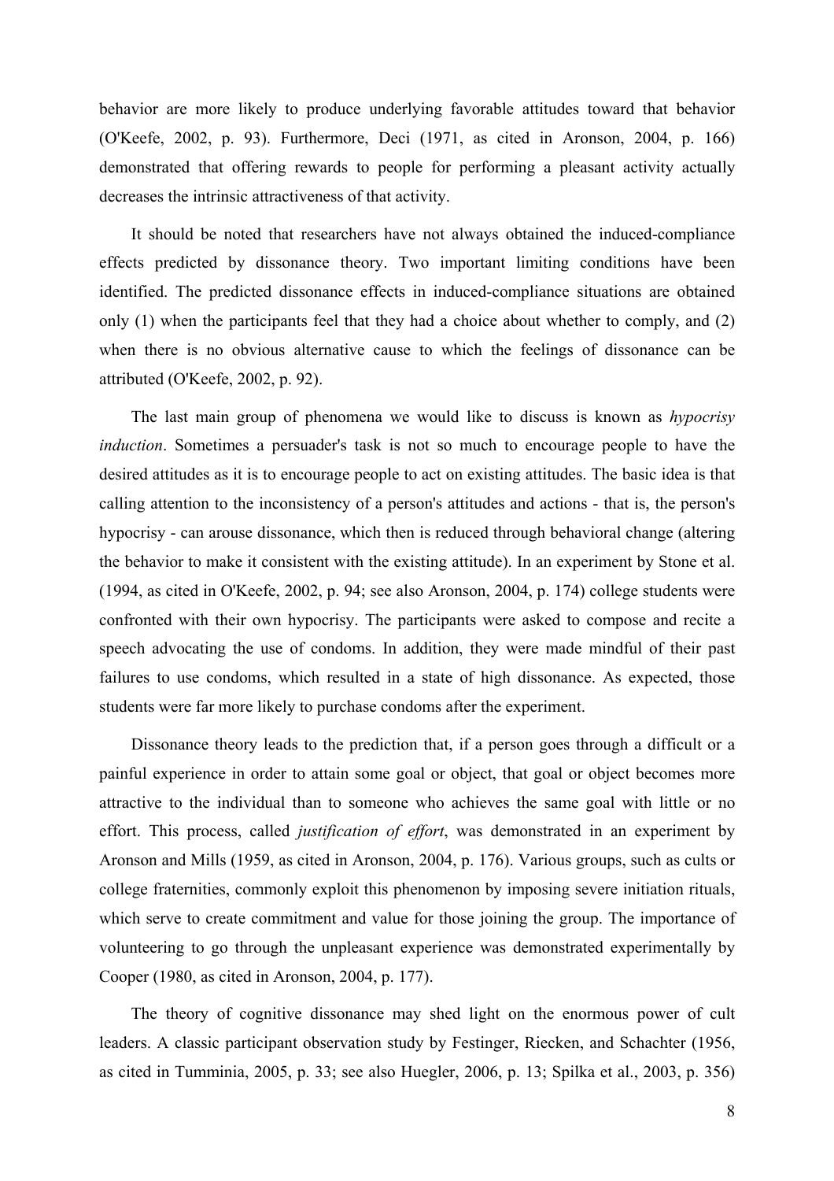behavior are more likely to produce underlying favorable attitudes toward that behavior (O'Keefe, 2002, p. 93). Furthermore, Deci (1971, as cited in Aronson, 2004, p. 166) demonstrated that offering rewards to people for performing a pleasant activity actually decreases the intrinsic attractiveness of that activity.

It should be noted that researchers have not always obtained the induced-compliance effects predicted by dissonance theory. Two important limiting conditions have been identified. The predicted dissonance effects in induced-compliance situations are obtained only (1) when the participants feel that they had a choice about whether to comply, and (2) when there is no obvious alternative cause to which the feelings of dissonance can be attributed (O'Keefe, 2002, p. 92).

The last main group of phenomena we would like to discuss is known as *hypocrisy induction*. Sometimes a persuader's task is not so much to encourage people to have the desired attitudes as it is to encourage people to act on existing attitudes. The basic idea is that calling attention to the inconsistency of a person's attitudes and actions - that is, the person's hypocrisy - can arouse dissonance, which then is reduced through behavioral change (altering the behavior to make it consistent with the existing attitude). In an experiment by Stone et al. (1994, as cited in O'Keefe, 2002, p. 94; see also Aronson, 2004, p. 174) college students were confronted with their own hypocrisy. The participants were asked to compose and recite a speech advocating the use of condoms. In addition, they were made mindful of their past failures to use condoms, which resulted in a state of high dissonance. As expected, those students were far more likely to purchase condoms after the experiment.

Dissonance theory leads to the prediction that, if a person goes through a difficult or a painful experience in order to attain some goal or object, that goal or object becomes more attractive to the individual than to someone who achieves the same goal with little or no effort. This process, called *justification of effort*, was demonstrated in an experiment by Aronson and Mills (1959, as cited in Aronson, 2004, p. 176). Various groups, such as cults or college fraternities, commonly exploit this phenomenon by imposing severe initiation rituals, which serve to create commitment and value for those joining the group. The importance of volunteering to go through the unpleasant experience was demonstrated experimentally by Cooper (1980, as cited in Aronson, 2004, p. 177).

The theory of cognitive dissonance may shed light on the enormous power of cult leaders. A classic participant observation study by Festinger, Riecken, and Schachter (1956, as cited in Tumminia, 2005, p. 33; see also Huegler, 2006, p. 13; Spilka et al., 2003, p. 356)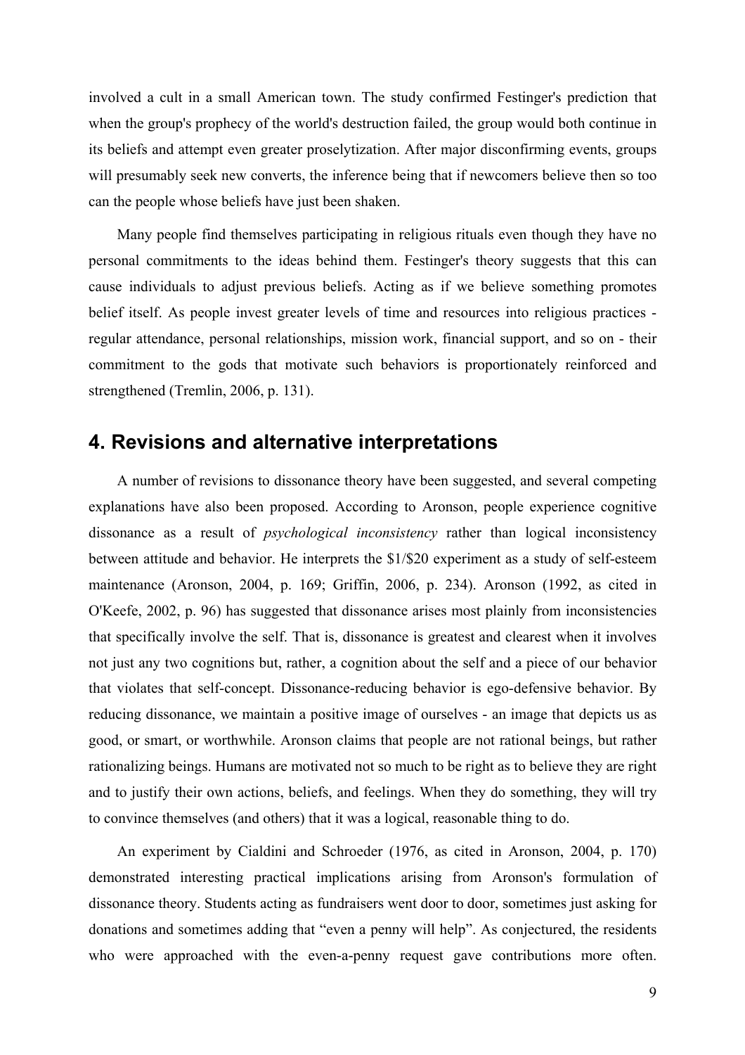involved a cult in a small American town. The study confirmed Festinger's prediction that when the group's prophecy of the world's destruction failed, the group would both continue in its beliefs and attempt even greater proselytization. After major disconfirming events, groups will presumably seek new converts, the inference being that if newcomers believe then so too can the people whose beliefs have just been shaken.

Many people find themselves participating in religious rituals even though they have no personal commitments to the ideas behind them. Festinger's theory suggests that this can cause individuals to adjust previous beliefs. Acting as if we believe something promotes belief itself. As people invest greater levels of time and resources into religious practices - regular attendance, personal relationships, mission work, financial support, and so on - their commitment to the gods that motivate such behaviors is proportionately reinforced and strengthened (Tremlin, 2006, p. 131).

## 4. Revisions and alternative interpretations

A number of revisions to dissonance theory have been suggested, and several competing explanations have also been proposed. According to Aronson, people experience cognitive dissonance as a result of *psychological inconsistency* rather than logical inconsistency between attitude and behavior. He interprets the $1/$20 experiment as a study of self-esteem maintenance (Aronson, 2004, p. 169; Griffin, 2006, p. 234). Aronson (1992, as cited in O'Keefe, 2002, p. 96) has suggested that dissonance arises most plainly from inconsistencies that specifically involve the self. That is, dissonance is greatest and clearest when it involves not just any two cognitions but, rather, a cognition about the self and a piece of our behavior that violates that self-concept. Dissonance-reducing behavior is ego-defensive behavior. By reducing dissonance, we maintain a positive image of ourselves - an image that depicts us as good, or smart, or worthwhile. Aronson claims that people are not rational beings, but rather rationalizing beings. Humans are motivated not so much to be right as to believe they are right and to justify their own actions, beliefs, and feelings. When they do something, they will try to convince themselves (and others) that it was a logical, reasonable thing to do.

An experiment by Cialdini and Schroeder (1976, as cited in Aronson, 2004, p. 170) demonstrated interesting practical implications arising from Aronson's formulation of dissonance theory. Students acting as fundraisers went door to door, sometimes just asking for donations and sometimes adding that "even a penny will help". As conjectured, the residents who were approached with the even-a-penny request gave contributions more often.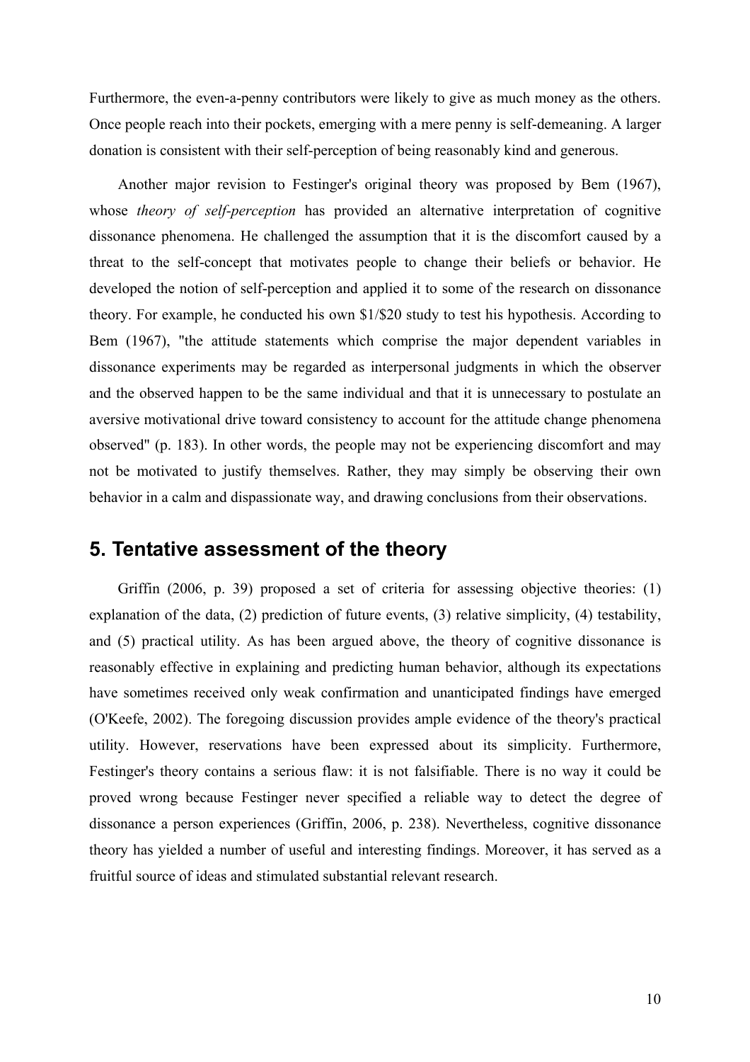Furthermore, the even-a-penny contributors were likely to give as much money as the others. Once people reach into their pockets, emerging with a mere penny is self-demeaning. A larger donation is consistent with their self-perception of being reasonably kind and generous.

Another major revision to Festinger's original theory was proposed by Bem (1967), whose *theory of self-perception* has provided an alternative interpretation of cognitive dissonance phenomena. He challenged the assumption that it is the discomfort caused by a threat to the self-concept that motivates people to change their beliefs or behavior. He developed the notion of self-perception and applied it to some of the research on dissonance theory. For example, he conducted his own \$1/\$20 study to test his hypothesis. According to Bem (1967), "the attitude statements which comprise the major dependent variables in dissonance experiments may be regarded as interpersonal judgments in which the observer and the observed happen to be the same individual and that it is unnecessary to postulate an aversive motivational drive toward consistency to account for the attitude change phenomena observed" (p. 183). In other words, the people may not be experiencing discomfort and may not be motivated to justify themselves. Rather, they may simply be observing their own behavior in a calm and dispassionate way, and drawing conclusions from their observations.

## 5. Tentative assessment of the theory

Griffin (2006, p. 39) proposed a set of criteria for assessing objective theories: (1) explanation of the data, (2) prediction of future events, (3) relative simplicity, (4) testability, and (5) practical utility. As has been argued above, the theory of cognitive dissonance is reasonably effective in explaining and predicting human behavior, although its expectations have sometimes received only weak confirmation and unanticipated findings have emerged (O'Keefe, 2002). The foregoing discussion provides ample evidence of the theory's practical utility. However, reservations have been expressed about its simplicity. Furthermore, Festinger's theory contains a serious flaw: it is not falsifiable. There is no way it could be proved wrong because Festinger never specified a reliable way to detect the degree of dissonance a person experiences (Griffin, 2006, p. 238). Nevertheless, cognitive dissonance theory has yielded a number of useful and interesting findings. Moreover, it has served as a fruitful source of ideas and stimulated substantial relevant research.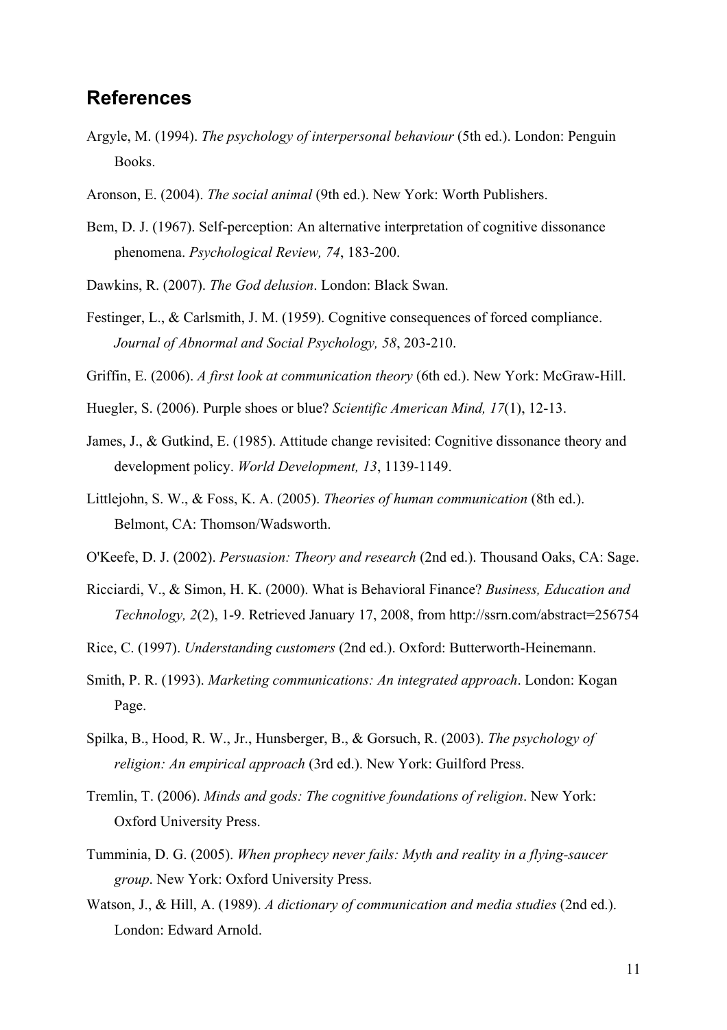## References

Argyle, M. (1994). *The psychology of interpersonal behaviour* (5th ed.). London: Penguin Books.

Aronson, E. (2004). *The social animal* (9th ed.). New York: Worth Publishers.

Bem, D. J. (1967). Self-perception: An alternative interpretation of cognitive dissonance phenomena. *Psychological Review, 74*, 183-200.

Dawkins, R. (2007). *The God delusion*. London: Black Swan.

Festinger, L., & Carlsmith, J. M. (1959). Cognitive consequences of forced compliance. *Journal of Abnormal and Social Psychology, 58*, 203-210.

Griffin, E. (2006). *A first look at communication theory* (6th ed.). New York: McGraw-Hill.

Huegler, S. (2006). Purple shoes or blue? *Scientific American Mind, 17*(1), 12-13.

James, J., & Gutkind, E. (1985). Attitude change revisited: Cognitive dissonance theory and development policy. *World Development, 13*, 1139-1149.

Littlejohn, S. W., & Foss, K. A. (2005). *Theories of human communication* (8th ed.). Belmont, CA: Thomson/Wadsworth.

O'Keefe, D. J. (2002). *Persuasion: Theory and research* (2nd ed.). Thousand Oaks, CA: Sage.

Ricciardi, V., & Simon, H. K. (2000). What is Behavioral Finance? *Business, Education and Technology, 2*(2), 1-9. Retrieved January 17, 2008, from http://ssrn.com/abstract=256754

Rice, C. (1997). *Understanding customers* (2nd ed.). Oxford: Butterworth-Heinemann.

Smith, P. R. (1993). *Marketing communications: An integrated approach*. London: Kogan Page.

Spilka, B., Hood, R. W., Jr., Hunsberger, B., & Gorsuch, R. (2003). *The psychology of religion: An empirical approach* (3rd ed.). New York: Guilford Press.

Tremlin, T. (2006). *Minds and gods: The cognitive foundations of religion*. New York: Oxford University Press.

Tumminia, D. G. (2005). *When prophecy never fails: Myth and reality in a flying-saucer group*. New York: Oxford University Press.

Watson, J., & Hill, A. (1989). *A dictionary of communication and media studies* (2nd ed.). London: Edward Arnold.